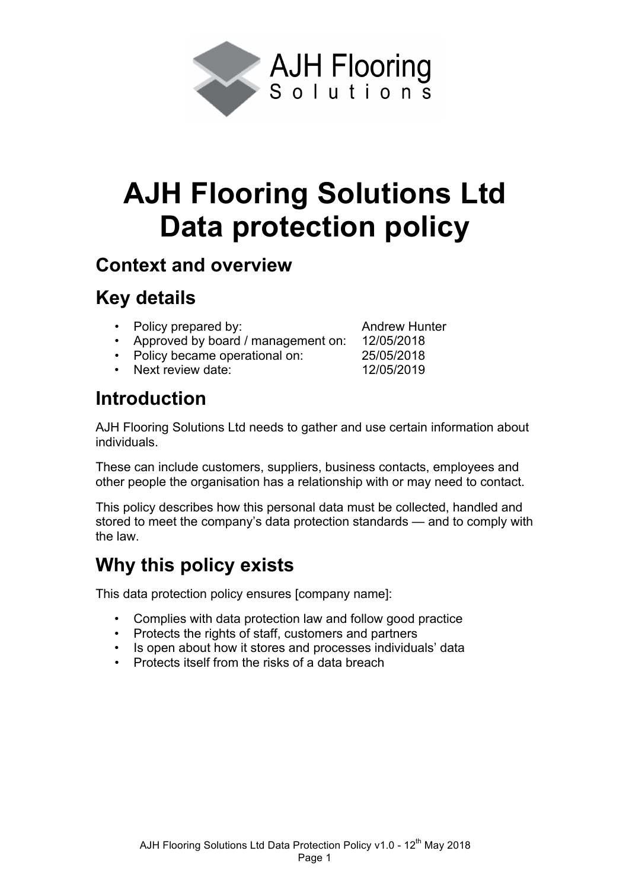AJH Flooring
Solutions

# AJH Flooring Solutions Ltd Data protection policy

## Context and overview

## Key details

- Policy prepared by: Andrew Hunter
- Approved by board / management on: 12/05/2018
- Policy became operational on: 25/05/2018
- Next review date: 12/05/2019

## Introduction

AJH Flooring Solutions Ltd needs to gather and use certain information about individuals.

These can include customers, suppliers, business contacts, employees and other people the organisation has a relationship with or may need to contact.

This policy describes how this personal data must be collected, handled and stored to meet the company's data protection standards — and to comply with the law.

## Why this policy exists

This data protection policy ensures [company name]:

- Complies with data protection law and follow good practice
- Protects the rights of staff, customers and partners
- Is open about how it stores and processes individuals' data
- Protects itself from the risks of a data breach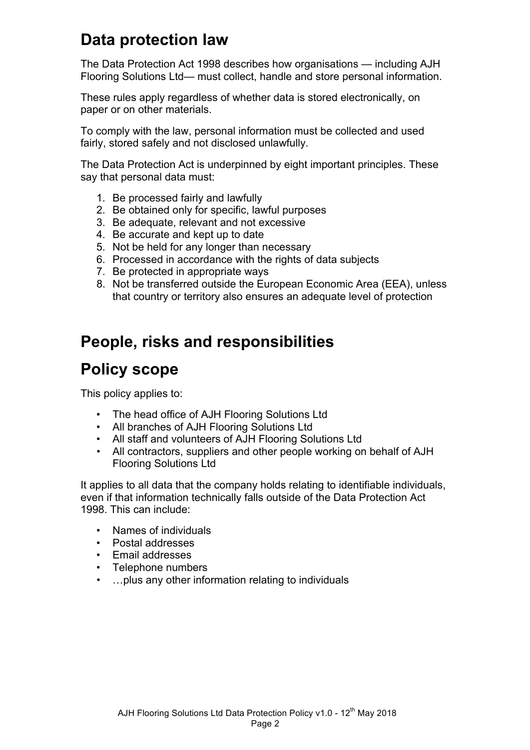## Data protection law

The Data Protection Act 1998 describes how organisations — including AJH Flooring Solutions Ltd— must collect, handle and store personal information.

These rules apply regardless of whether data is stored electronically, on paper or on other materials.

To comply with the law, personal information must be collected and used fairly, stored safely and not disclosed unlawfully.

The Data Protection Act is underpinned by eight important principles. These say that personal data must:

1. Be processed fairly and lawfully
2. Be obtained only for specific, lawful purposes
3. Be adequate, relevant and not excessive
4. Be accurate and kept up to date
5. Not be held for any longer than necessary
6. Processed in accordance with the rights of data subjects
7. Be protected in appropriate ways
8. Not be transferred outside the European Economic Area (EEA), unless that country or territory also ensures an adequate level of protection

## People, risks and responsibilities

## Policy scope

This policy applies to:

- The head office of AJH Flooring Solutions Ltd
- All branches of AJH Flooring Solutions Ltd
- All staff and volunteers of AJH Flooring Solutions Ltd
- All contractors, suppliers and other people working on behalf of AJH Flooring Solutions Ltd

It applies to all data that the company holds relating to identifiable individuals, even if that information technically falls outside of the Data Protection Act 1998. This can include:

- Names of individuals
- Postal addresses
- Email addresses
- Telephone numbers
- …plus any other information relating to individuals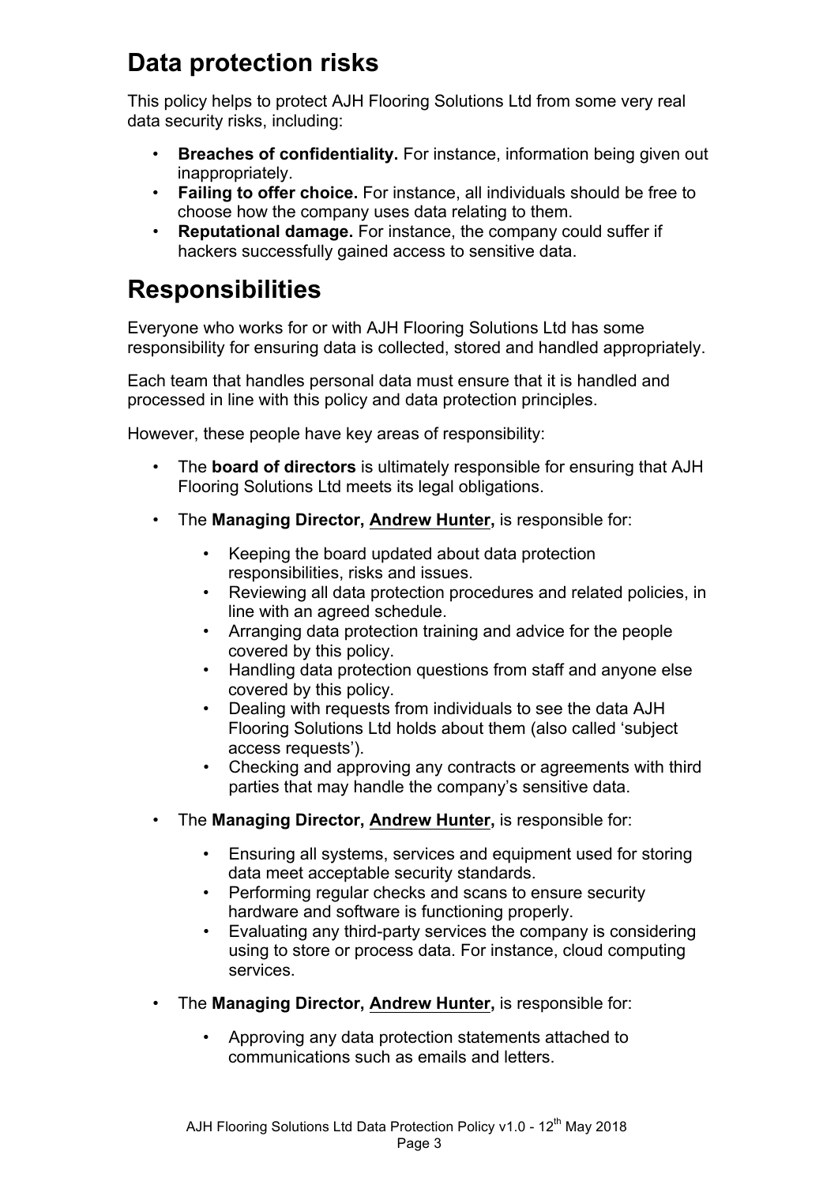## Data protection risks

This policy helps to protect AJH Flooring Solutions Ltd from some very real data security risks, including:

- **Breaches of confidentiality.** For instance, information being given out inappropriately.
- **Failing to offer choice.** For instance, all individuals should be free to choose how the company uses data relating to them.
- **Reputational damage.** For instance, the company could suffer if hackers successfully gained access to sensitive data.

## Responsibilities

Everyone who works for or with AJH Flooring Solutions Ltd has some responsibility for ensuring data is collected, stored and handled appropriately.

Each team that handles personal data must ensure that it is handled and processed in line with this policy and data protection principles.

However, these people have key areas of responsibility:

- The **board of directors** is ultimately responsible for ensuring that AJH Flooring Solutions Ltd meets its legal obligations.
- The **Managing Director, Andrew Hunter,** is responsible for:
  - Keeping the board updated about data protection responsibilities, risks and issues.
  - Reviewing all data protection procedures and related policies, in line with an agreed schedule.
  - Arranging data protection training and advice for the people covered by this policy.
  - Handling data protection questions from staff and anyone else covered by this policy.
  - Dealing with requests from individuals to see the data AJH Flooring Solutions Ltd holds about them (also called 'subject access requests').
  - Checking and approving any contracts or agreements with third parties that may handle the company's sensitive data.
- The **Managing Director, Andrew Hunter,** is responsible for:
  - Ensuring all systems, services and equipment used for storing data meet acceptable security standards.
  - Performing regular checks and scans to ensure security hardware and software is functioning properly.
  - Evaluating any third-party services the company is considering using to store or process data. For instance, cloud computing services.
- The **Managing Director, Andrew Hunter,** is responsible for:
  - Approving any data protection statements attached to communications such as emails and letters.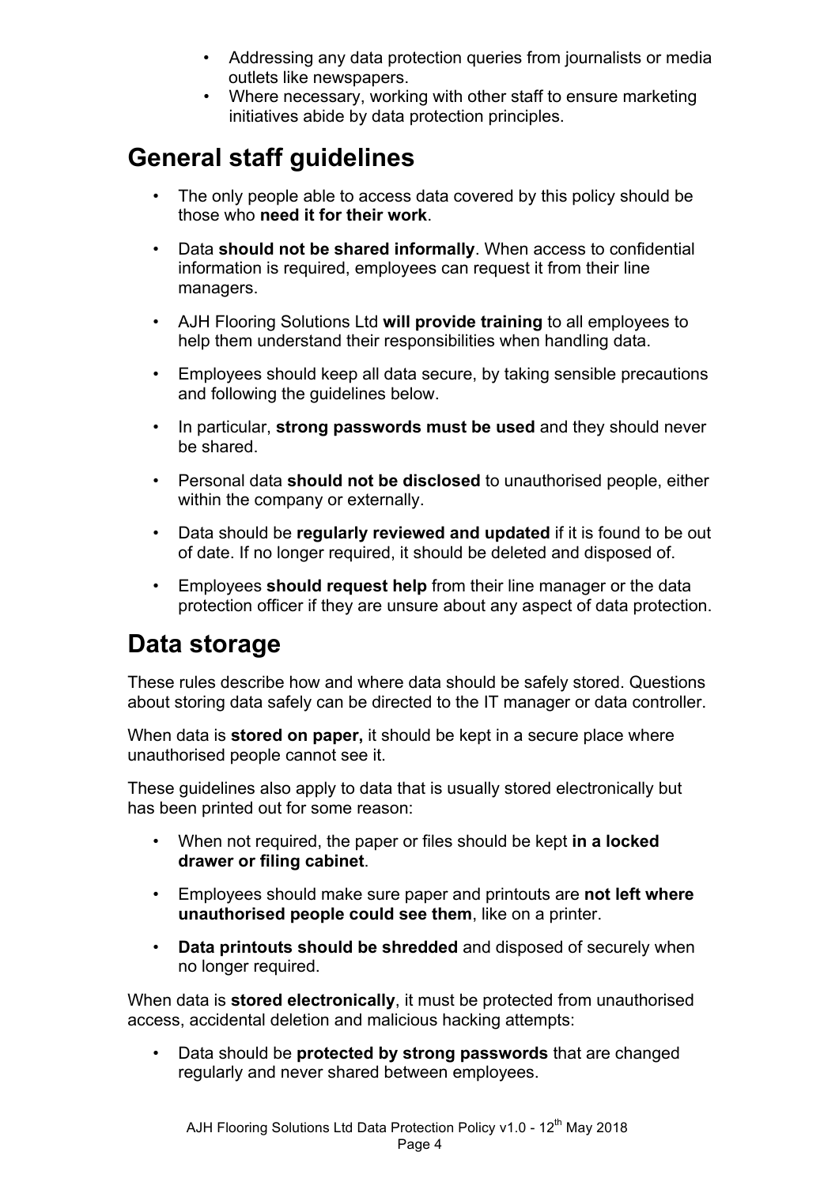- Addressing any data protection queries from journalists or media outlets like newspapers.
- Where necessary, working with other staff to ensure marketing initiatives abide by data protection principles.

## General staff guidelines

- The only people able to access data covered by this policy should be those who **need it for their work**.
- Data **should not be shared informally**. When access to confidential information is required, employees can request it from their line managers.
- AJH Flooring Solutions Ltd **will provide training** to all employees to help them understand their responsibilities when handling data.
- Employees should keep all data secure, by taking sensible precautions and following the guidelines below.
- In particular, **strong passwords must be used** and they should never be shared.
- Personal data **should not be disclosed** to unauthorised people, either within the company or externally.
- Data should be **regularly reviewed and updated** if it is found to be out of date. If no longer required, it should be deleted and disposed of.
- Employees **should request help** from their line manager or the data protection officer if they are unsure about any aspect of data protection.

## Data storage

These rules describe how and where data should be safely stored. Questions about storing data safely can be directed to the IT manager or data controller.

When data is **stored on paper,** it should be kept in a secure place where unauthorised people cannot see it.

These guidelines also apply to data that is usually stored electronically but has been printed out for some reason:

- When not required, the paper or files should be kept **in a locked drawer or filing cabinet**.
- Employees should make sure paper and printouts are **not left where unauthorised people could see them**, like on a printer.
- **Data printouts should be shredded** and disposed of securely when no longer required.

When data is **stored electronically**, it must be protected from unauthorised access, accidental deletion and malicious hacking attempts:

- Data should be **protected by strong passwords** that are changed regularly and never shared between employees.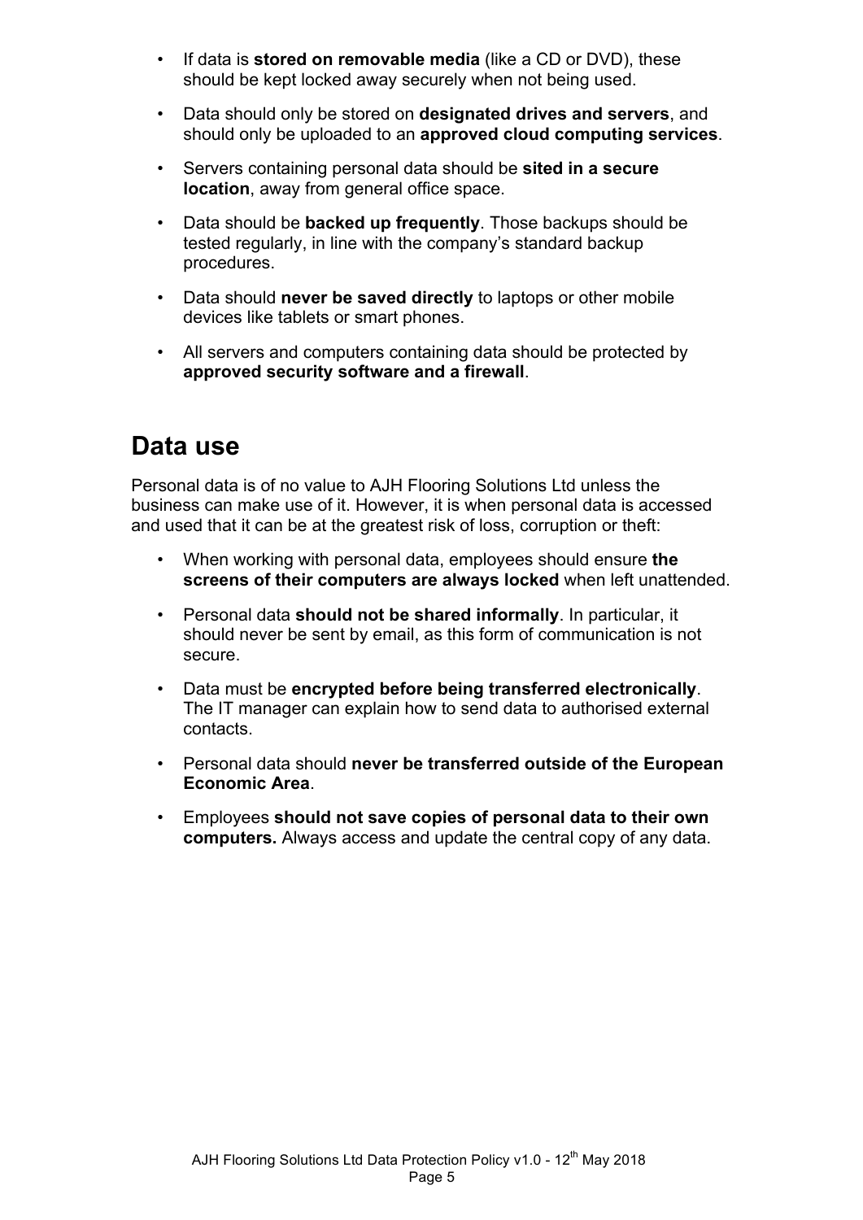- If data is **stored on removable media** (like a CD or DVD), these should be kept locked away securely when not being used.
- Data should only be stored on **designated drives and servers**, and should only be uploaded to an **approved cloud computing services**.
- Servers containing personal data should be **sited in a secure location**, away from general office space.
- Data should be **backed up frequently**. Those backups should be tested regularly, in line with the company's standard backup procedures.
- Data should **never be saved directly** to laptops or other mobile devices like tablets or smart phones.
- All servers and computers containing data should be protected by **approved security software and a firewall**.

## Data use

Personal data is of no value to AJH Flooring Solutions Ltd unless the business can make use of it. However, it is when personal data is accessed and used that it can be at the greatest risk of loss, corruption or theft:

- When working with personal data, employees should ensure **the screens of their computers are always locked** when left unattended.
- Personal data **should not be shared informally**. In particular, it should never be sent by email, as this form of communication is not secure.
- Data must be **encrypted before being transferred electronically**. The IT manager can explain how to send data to authorised external contacts.
- Personal data should **never be transferred outside of the European Economic Area**.
- Employees **should not save copies of personal data to their own computers.** Always access and update the central copy of any data.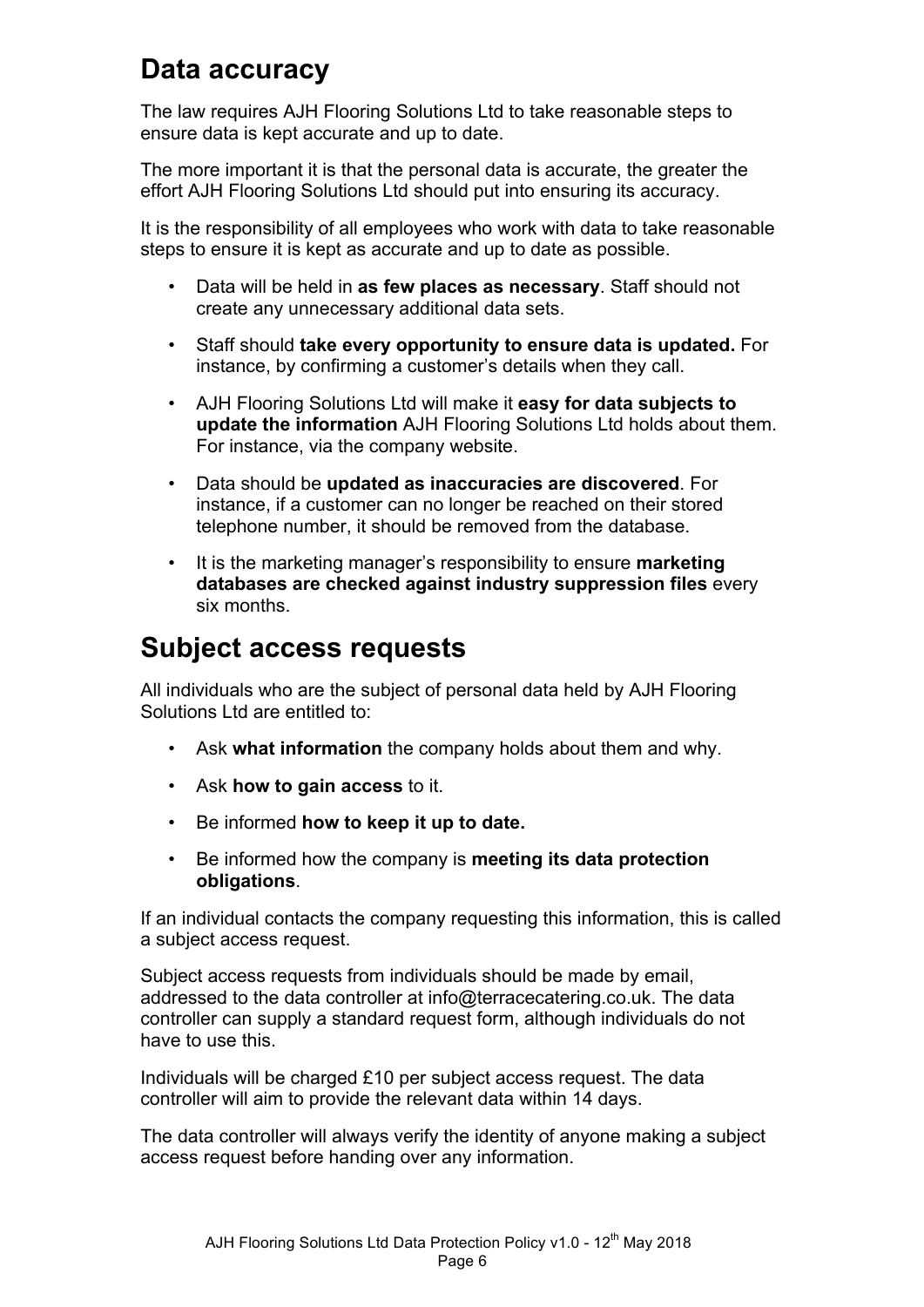## Data accuracy

The law requires AJH Flooring Solutions Ltd to take reasonable steps to ensure data is kept accurate and up to date.

The more important it is that the personal data is accurate, the greater the effort AJH Flooring Solutions Ltd should put into ensuring its accuracy.

It is the responsibility of all employees who work with data to take reasonable steps to ensure it is kept as accurate and up to date as possible.

- Data will be held in **as few places as necessary**. Staff should not create any unnecessary additional data sets.
- Staff should **take every opportunity to ensure data is updated.** For instance, by confirming a customer's details when they call.
- AJH Flooring Solutions Ltd will make it **easy for data subjects to update the information** AJH Flooring Solutions Ltd holds about them. For instance, via the company website.
- Data should be **updated as inaccuracies are discovered**. For instance, if a customer can no longer be reached on their stored telephone number, it should be removed from the database.
- It is the marketing manager's responsibility to ensure **marketing databases are checked against industry suppression files** every six months.

## Subject access requests

All individuals who are the subject of personal data held by AJH Flooring Solutions Ltd are entitled to:

- Ask **what information** the company holds about them and why.
- Ask **how to gain access** to it.
- Be informed **how to keep it up to date.**
- Be informed how the company is **meeting its data protection obligations**.

If an individual contacts the company requesting this information, this is called a subject access request.

Subject access requests from individuals should be made by email, addressed to the data controller at info@terracecatering.co.uk. The data controller can supply a standard request form, although individuals do not have to use this.

Individuals will be charged £10 per subject access request. The data controller will aim to provide the relevant data within 14 days.

The data controller will always verify the identity of anyone making a subject access request before handing over any information.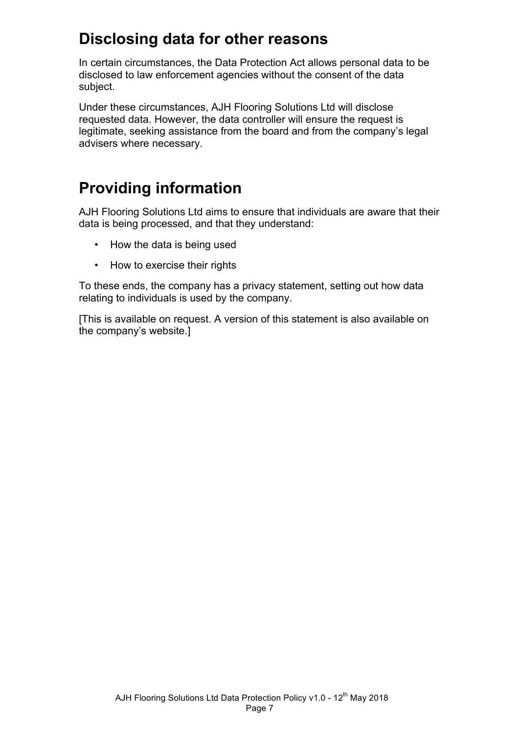## Disclosing data for other reasons

In certain circumstances, the Data Protection Act allows personal data to be disclosed to law enforcement agencies without the consent of the data subject.

Under these circumstances, AJH Flooring Solutions Ltd will disclose requested data. However, the data controller will ensure the request is legitimate, seeking assistance from the board and from the company's legal advisers where necessary.

## Providing information

AJH Flooring Solutions Ltd aims to ensure that individuals are aware that their data is being processed, and that they understand:

- How the data is being used
- How to exercise their rights

To these ends, the company has a privacy statement, setting out how data relating to individuals is used by the company.

[This is available on request. A version of this statement is also available on the company's website.]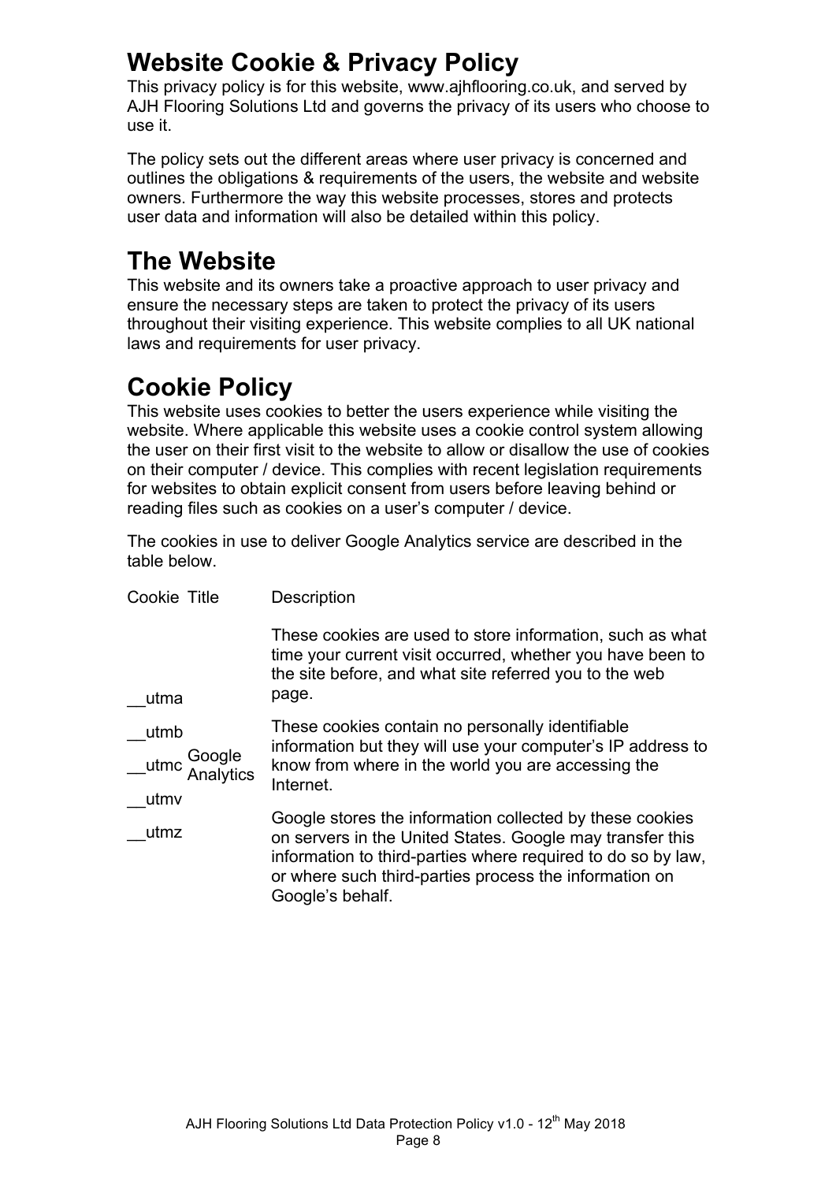# Website Cookie & Privacy Policy

This privacy policy is for this website, www.ajhflooring.co.uk, and served by AJH Flooring Solutions Ltd and governs the privacy of its users who choose to use it.

The policy sets out the different areas where user privacy is concerned and outlines the obligations & requirements of the users, the website and website owners. Furthermore the way this website processes, stores and protects user data and information will also be detailed within this policy.

# The Website

This website and its owners take a proactive approach to user privacy and ensure the necessary steps are taken to protect the privacy of its users throughout their visiting experience. This website complies to all UK national laws and requirements for user privacy.

# Cookie Policy

This website uses cookies to better the users experience while visiting the website. Where applicable this website uses a cookie control system allowing the user on their first visit to the website to allow or disallow the use of cookies on their computer / device. This complies with recent legislation requirements for websites to obtain explicit consent from users before leaving behind or reading files such as cookies on a user's computer / device.

The cookies in use to deliver Google Analytics service are described in the table below.

| Cookie | Title | Description |
|---|---|---|
| __utma<br>__utmb<br>__utmc<br>__utmv<br>__utmz | Google Analytics | These cookies are used to store information, such as what time your current visit occurred, whether you have been to the site before, and what site referred you to the web page.<br><br>These cookies contain no personally identifiable information but they will use your computer's IP address to know from where in the world you are accessing the Internet.<br><br>Google stores the information collected by these cookies on servers in the United States. Google may transfer this information to third-parties where required to do so by law, or where such third-parties process the information on Google's behalf. |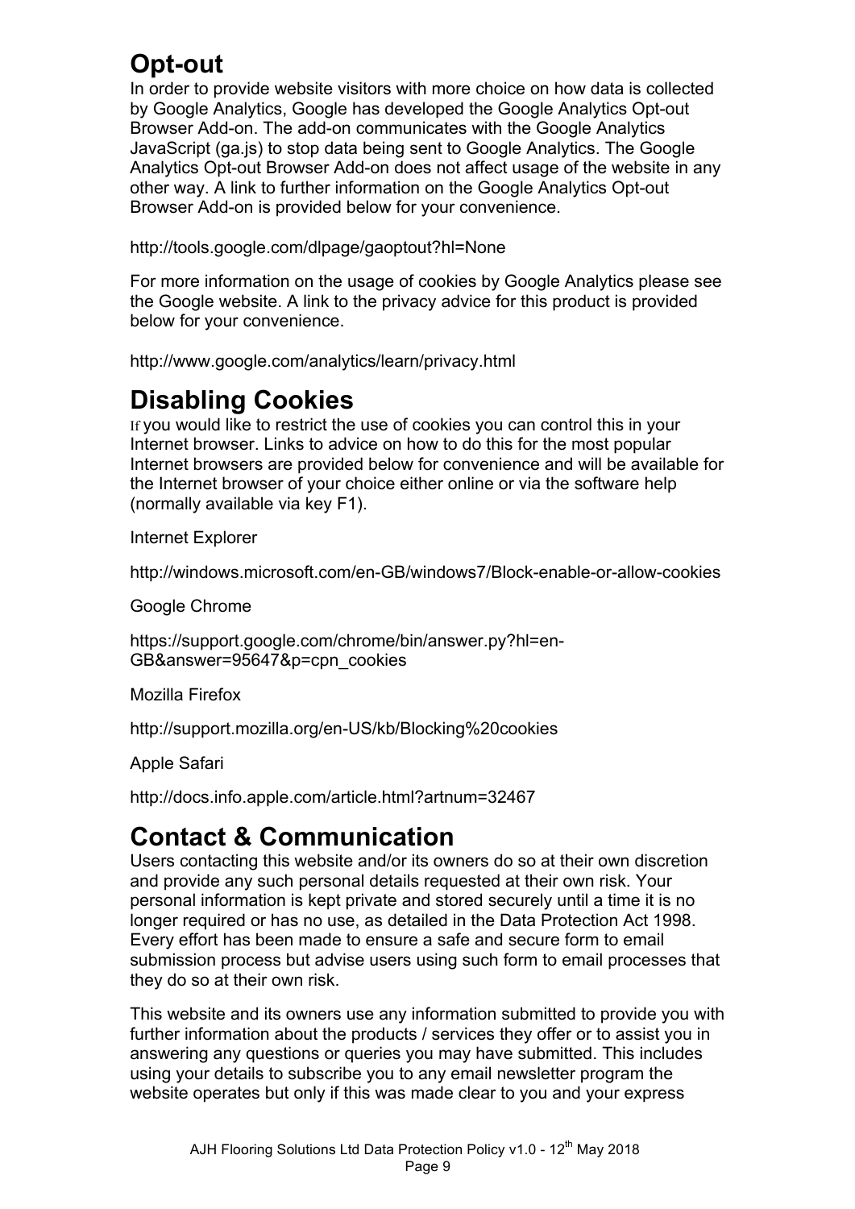## Opt-out

In order to provide website visitors with more choice on how data is collected by Google Analytics, Google has developed the Google Analytics Opt-out Browser Add-on. The add-on communicates with the Google Analytics JavaScript (ga.js) to stop data being sent to Google Analytics. The Google Analytics Opt-out Browser Add-on does not affect usage of the website in any other way. A link to further information on the Google Analytics Opt-out Browser Add-on is provided below for your convenience.

http://tools.google.com/dlpage/gaoptout?hl=None

For more information on the usage of cookies by Google Analytics please see the Google website. A link to the privacy advice for this product is provided below for your convenience.

http://www.google.com/analytics/learn/privacy.html

## Disabling Cookies

If you would like to restrict the use of cookies you can control this in your Internet browser. Links to advice on how to do this for the most popular Internet browsers are provided below for convenience and will be available for the Internet browser of your choice either online or via the software help (normally available via key F1).

Internet Explorer

http://windows.microsoft.com/en-GB/windows7/Block-enable-or-allow-cookies

Google Chrome

https://support.google.com/chrome/bin/answer.py?hl=en-GB&answer=95647&p=cpn_cookies

Mozilla Firefox

http://support.mozilla.org/en-US/kb/Blocking%20cookies

Apple Safari

http://docs.info.apple.com/article.html?artnum=32467

## Contact & Communication

Users contacting this website and/or its owners do so at their own discretion and provide any such personal details requested at their own risk. Your personal information is kept private and stored securely until a time it is no longer required or has no use, as detailed in the Data Protection Act 1998. Every effort has been made to ensure a safe and secure form to email submission process but advise users using such form to email processes that they do so at their own risk.

This website and its owners use any information submitted to provide you with further information about the products / services they offer or to assist you in answering any questions or queries you may have submitted. This includes using your details to subscribe you to any email newsletter program the website operates but only if this was made clear to you and your express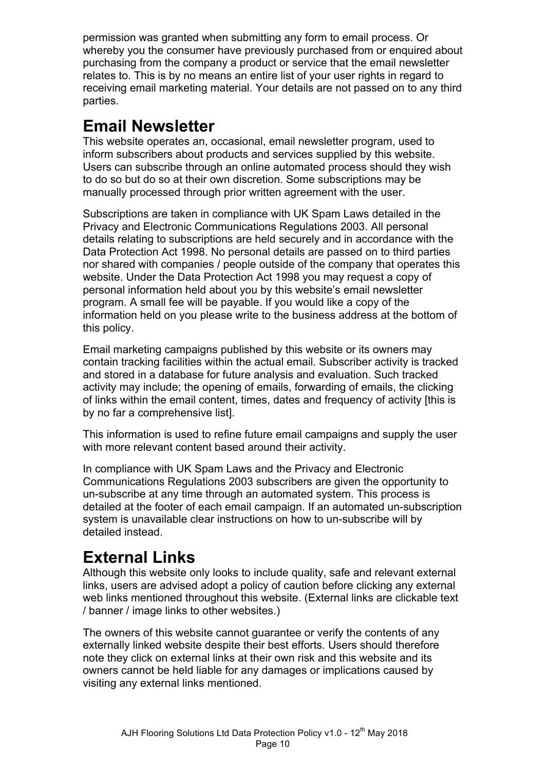permission was granted when submitting any form to email process. Or whereby you the consumer have previously purchased from or enquired about purchasing from the company a product or service that the email newsletter relates to. This is by no means an entire list of your user rights in regard to receiving email marketing material. Your details are not passed on to any third parties.

## Email Newsletter

This website operates an, occasional, email newsletter program, used to inform subscribers about products and services supplied by this website. Users can subscribe through an online automated process should they wish to do so but do so at their own discretion. Some subscriptions may be manually processed through prior written agreement with the user.

Subscriptions are taken in compliance with UK Spam Laws detailed in the Privacy and Electronic Communications Regulations 2003. All personal details relating to subscriptions are held securely and in accordance with the Data Protection Act 1998. No personal details are passed on to third parties nor shared with companies / people outside of the company that operates this website. Under the Data Protection Act 1998 you may request a copy of personal information held about you by this website's email newsletter program. A small fee will be payable. If you would like a copy of the information held on you please write to the business address at the bottom of this policy.

Email marketing campaigns published by this website or its owners may contain tracking facilities within the actual email. Subscriber activity is tracked and stored in a database for future analysis and evaluation. Such tracked activity may include; the opening of emails, forwarding of emails, the clicking of links within the email content, times, dates and frequency of activity [this is by no far a comprehensive list].

This information is used to refine future email campaigns and supply the user with more relevant content based around their activity.

In compliance with UK Spam Laws and the Privacy and Electronic Communications Regulations 2003 subscribers are given the opportunity to un-subscribe at any time through an automated system. This process is detailed at the footer of each email campaign. If an automated un-subscription system is unavailable clear instructions on how to un-subscribe will by detailed instead.

## External Links

Although this website only looks to include quality, safe and relevant external links, users are advised adopt a policy of caution before clicking any external web links mentioned throughout this website. (External links are clickable text / banner / image links to other websites.)

The owners of this website cannot guarantee or verify the contents of any externally linked website despite their best efforts. Users should therefore note they click on external links at their own risk and this website and its owners cannot be held liable for any damages or implications caused by visiting any external links mentioned.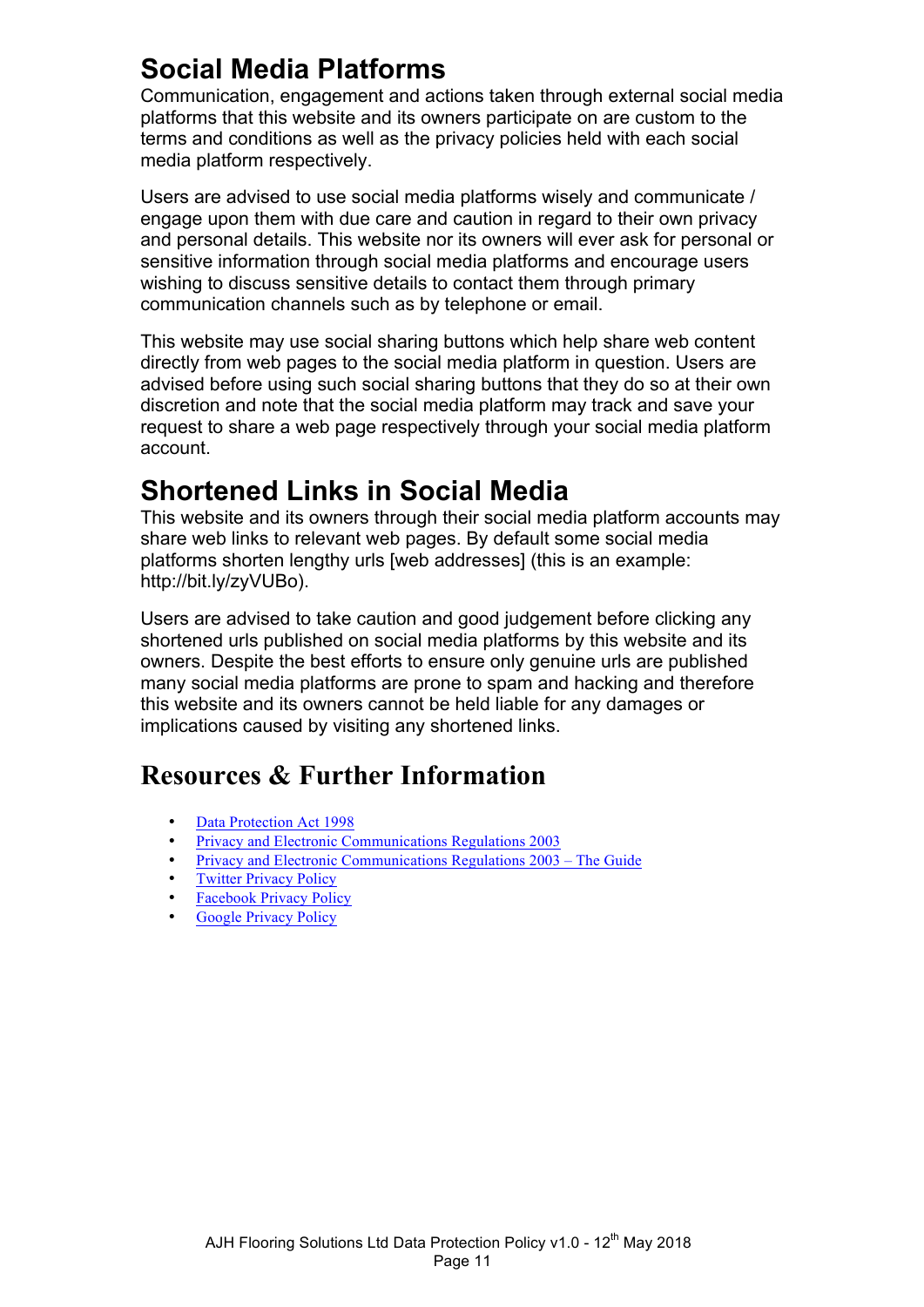## Social Media Platforms

Communication, engagement and actions taken through external social media platforms that this website and its owners participate on are custom to the terms and conditions as well as the privacy policies held with each social media platform respectively.

Users are advised to use social media platforms wisely and communicate / engage upon them with due care and caution in regard to their own privacy and personal details. This website nor its owners will ever ask for personal or sensitive information through social media platforms and encourage users wishing to discuss sensitive details to contact them through primary communication channels such as by telephone or email.

This website may use social sharing buttons which help share web content directly from web pages to the social media platform in question. Users are advised before using such social sharing buttons that they do so at their own discretion and note that the social media platform may track and save your request to share a web page respectively through your social media platform account.

## Shortened Links in Social Media

This website and its owners through their social media platform accounts may share web links to relevant web pages. By default some social media platforms shorten lengthy urls [web addresses] (this is an example: http://bit.ly/zyVUBo).

Users are advised to take caution and good judgement before clicking any shortened urls published on social media platforms by this website and its owners. Despite the best efforts to ensure only genuine urls are published many social media platforms are prone to spam and hacking and therefore this website and its owners cannot be held liable for any damages or implications caused by visiting any shortened links.

## Resources & Further Information

- Data Protection Act 1998
- Privacy and Electronic Communications Regulations 2003
- Privacy and Electronic Communications Regulations 2003 – The Guide
- Twitter Privacy Policy
- Facebook Privacy Policy
- Google Privacy Policy